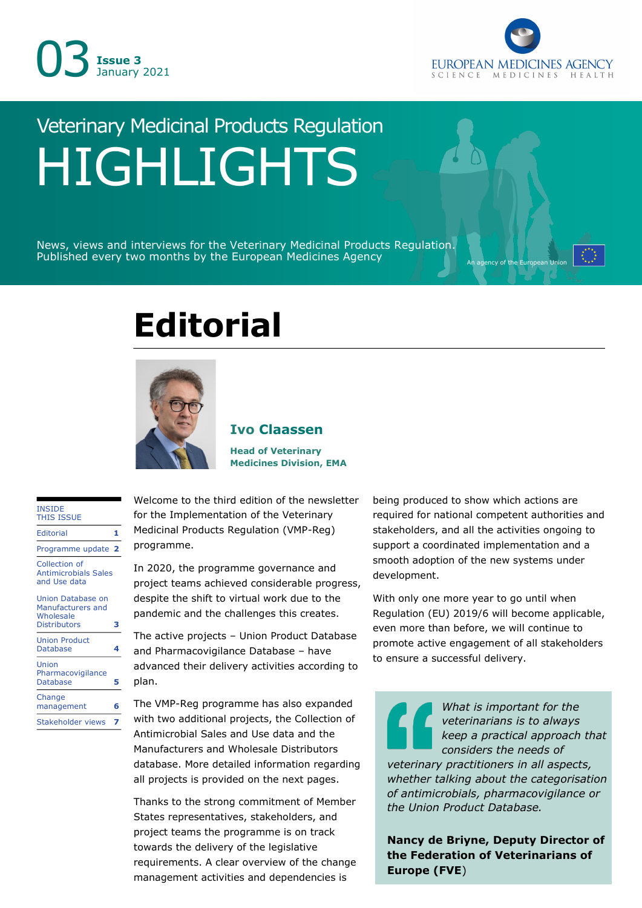03 **Issue 3** January 2021

EUROPEAN MEDICINES AGENCY
SCIENCE MEDICINES HEALTH

Veterinary Medicinal Products Regulation

# HIGHLIGHTS

News, views and interviews for the Veterinary Medicinal Products Regulation.
Published every two months by the European Medicines Agency

An agency of the European Union

## Editorial

**Ivo Claassen**

**Head of Veterinary Medicines Division, EMA**

| INSIDE THIS ISSUE | |
|---|---|
| Editorial | 1 |
| Programme update | 2 |
| Collection of Antimicrobials Sales and Use data | |
| Union Database on Manufacturers and Wholesale Distributors | 3 |
| Union Product Database | 4 |
| Union Pharmacovigilance Database | 5 |
| Change management | 6 |
| Stakeholder views | 7 |

Welcome to the third edition of the newsletter for the Implementation of the Veterinary Medicinal Products Regulation (VMP-Reg) programme.

In 2020, the programme governance and project teams achieved considerable progress, despite the shift to virtual work due to the pandemic and the challenges this creates.

The active projects – Union Product Database and Pharmacovigilance Database – have advanced their delivery activities according to plan.

The VMP-Reg programme has also expanded with two additional projects, the Collection of Antimicrobial Sales and Use data and the Manufacturers and Wholesale Distributors database. More detailed information regarding all projects is provided on the next pages.

Thanks to the strong commitment of Member States representatives, stakeholders, and project teams the programme is on track towards the delivery of the legislative requirements. A clear overview of the change management activities and dependencies is being produced to show which actions are required for national competent authorities and stakeholders, and all the activities ongoing to support a coordinated implementation and a smooth adoption of the new systems under development.

With only one more year to go until when Regulation (EU) 2019/6 will become applicable, even more than before, we will continue to promote active engagement of all stakeholders to ensure a successful delivery.

> *What is important for the veterinarians is to always keep a practical approach that considers the needs of veterinary practitioners in all aspects, whether talking about the categorisation of antimicrobials, pharmacovigilance or the Union Product Database.*
>
> **Nancy de Briyne, Deputy Director of the Federation of Veterinarians of Europe (FVE)**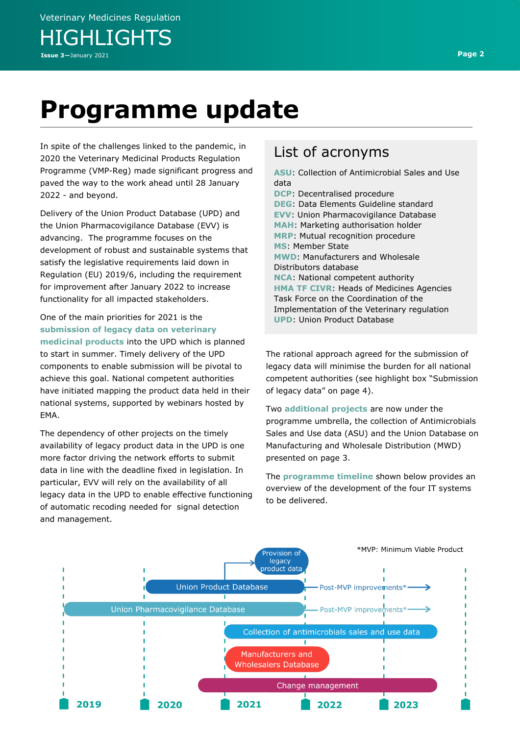# Programme update

In spite of the challenges linked to the pandemic, in 2020 the Veterinary Medicinal Products Regulation Programme (VMP-Reg) made significant progress and paved the way to the work ahead until 28 January 2022 - and beyond.

Delivery of the Union Product Database (UPD) and the Union Pharmacovigilance Database (EVV) is advancing. The programme focuses on the development of robust and sustainable systems that satisfy the legislative requirements laid down in Regulation (EU) 2019/6, including the requirement for improvement after January 2022 to increase functionality for all impacted stakeholders.

One of the main priorities for 2021 is the **submission of legacy data on veterinary medicinal products** into the UPD which is planned to start in summer. Timely delivery of the UPD components to enable submission will be pivotal to achieve this goal. National competent authorities have initiated mapping the product data held in their national systems, supported by webinars hosted by EMA.

The dependency of other projects on the timely availability of legacy product data in the UPD is one more factor driving the network efforts to submit data in line with the deadline fixed in legislation. In particular, EVV will rely on the availability of all legacy data in the UPD to enable effective functioning of automatic recoding needed for signal detection and management.

## List of acronyms

**ASU**: Collection of Antimicrobial Sales and Use data
**DCP**: Decentralised procedure
**DEG**: Data Elements Guideline standard
**EVV**: Union Pharmacovigilance Database
**MAH**: Marketing authorisation holder
**MRP**: Mutual recognition procedure
**MS**: Member State
**MWD**: Manufacturers and Wholesale Distributors database
**NCA**: National competent authority
**HMA TF CIVR**: Heads of Medicines Agencies Task Force on the Coordination of the Implementation of the Veterinary regulation
**UPD**: Union Product Database

The rational approach agreed for the submission of legacy data will minimise the burden for all national competent authorities (see highlight box "Submission of legacy data" on page 4).

Two **additional projects** are now under the programme umbrella, the collection of Antimicrobials Sales and Use data (ASU) and the Union Database on Manufacturing and Wholesale Distribution (MWD) presented on page 3.

The **programme timeline** shown below provides an overview of the development of the four IT systems to be delivered.

*MVP: Minimum Viable Product

| Project | Timeline |
|---|---|
| Union Product Database | 2020 – 2022, with Provision of legacy product data (2021–2022); followed by Post-MVP improvements* |
| Union Pharmacovigilance Database | 2019 – 2022; followed by Post-MVP improvements* |
| Collection of antimicrobials sales and use data | 2021 – 2023 |
| Manufacturers and Wholesalers Database | 2021 – 2022 |
| Change management | 2021 – 2023 |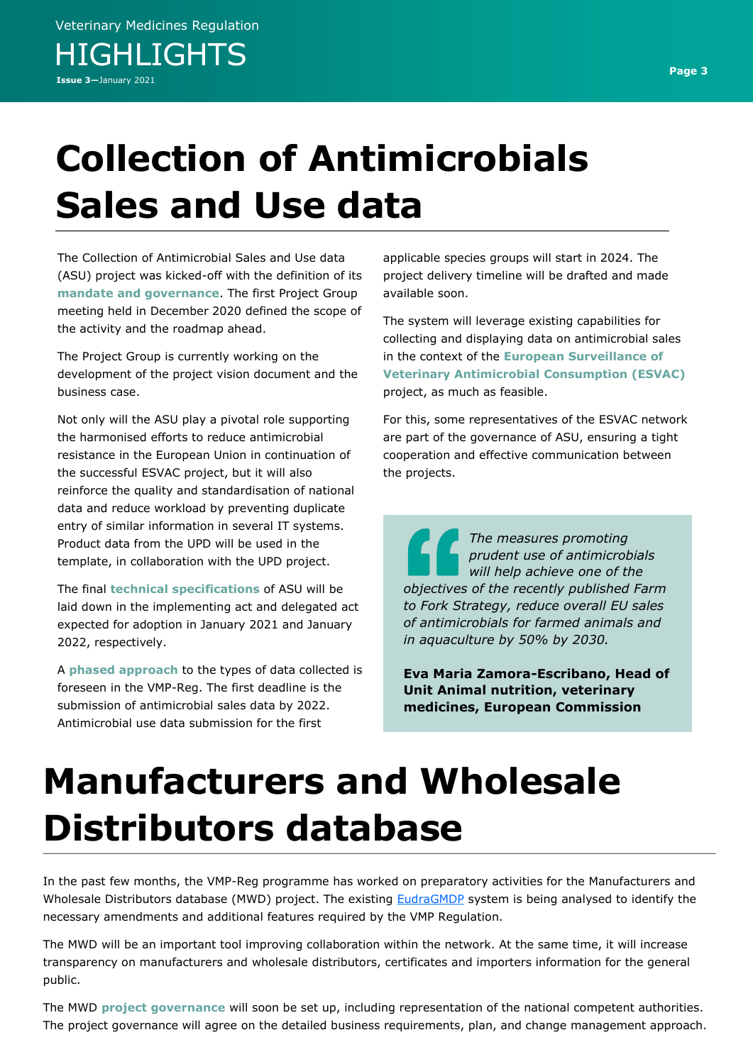# Collection of Antimicrobials Sales and Use data

The Collection of Antimicrobial Sales and Use data (ASU) project was kicked-off with the definition of its **mandate and governance**. The first Project Group meeting held in December 2020 defined the scope of the activity and the roadmap ahead.

The Project Group is currently working on the development of the project vision document and the business case.

Not only will the ASU play a pivotal role supporting the harmonised efforts to reduce antimicrobial resistance in the European Union in continuation of the successful ESVAC project, but it will also reinforce the quality and standardisation of national data and reduce workload by preventing duplicate entry of similar information in several IT systems. Product data from the UPD will be used in the template, in collaboration with the UPD project.

The final **technical specifications** of ASU will be laid down in the implementing act and delegated act expected for adoption in January 2021 and January 2022, respectively.

A **phased approach** to the types of data collected is foreseen in the VMP-Reg. The first deadline is the submission of antimicrobial sales data by 2022. Antimicrobial use data submission for the first applicable species groups will start in 2024. The project delivery timeline will be drafted and made available soon.

The system will leverage existing capabilities for collecting and displaying data on antimicrobial sales in the context of the **European Surveillance of Veterinary Antimicrobial Consumption (ESVAC)** project, as much as feasible.

For this, some representatives of the ESVAC network are part of the governance of ASU, ensuring a tight cooperation and effective communication between the projects.

> *The measures promoting prudent use of antimicrobials will help achieve one of the objectives of the recently published Farm to Fork Strategy, reduce overall EU sales of antimicrobials for farmed animals and in aquaculture by 50% by 2030.*
>
> **Eva Maria Zamora-Escribano, Head of Unit Animal nutrition, veterinary medicines, European Commission**

# Manufacturers and Wholesale Distributors database

In the past few months, the VMP-Reg programme has worked on preparatory activities for the Manufacturers and Wholesale Distributors database (MWD) project. The existing EudraGMDP system is being analysed to identify the necessary amendments and additional features required by the VMP Regulation.

The MWD will be an important tool improving collaboration within the network. At the same time, it will increase transparency on manufacturers and wholesale distributors, certificates and importers information for the general public.

The MWD **project governance** will soon be set up, including representation of the national competent authorities. The project governance will agree on the detailed business requirements, plan, and change management approach.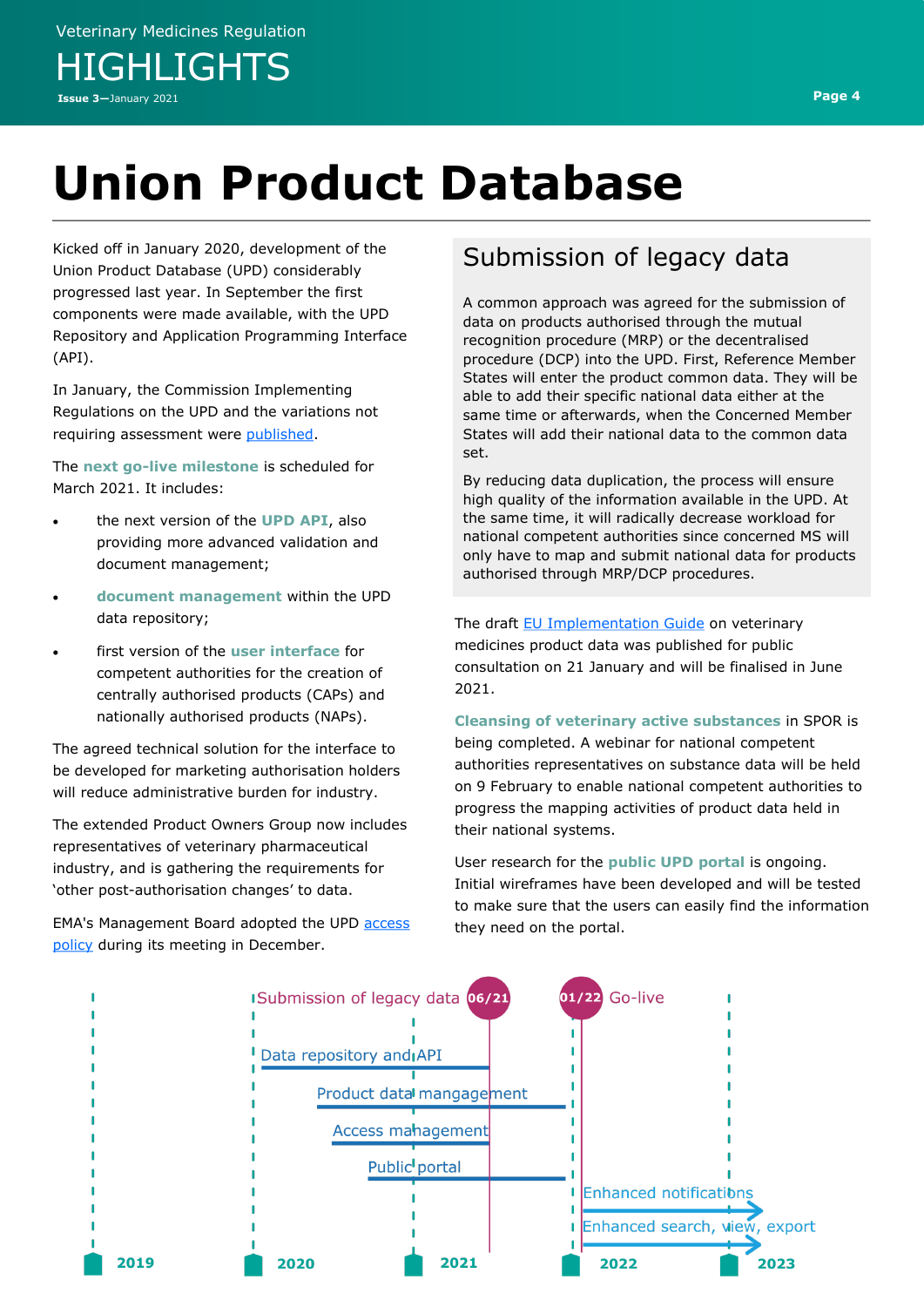// Veterinary Medicines Regulation HIGHLIGHTS Issue 3—January 2021 — running header, omit

# Union Product Database

Kicked off in January 2020, development of the Union Product Database (UPD) considerably progressed last year. In September the first components were made available, with the UPD Repository and Application Programming Interface (API).

In January, the Commission Implementing Regulations on the UPD and the variations not requiring assessment were published.

The **next go-live milestone** is scheduled for March 2021. It includes:

- the next version of the **UPD API**, also providing more advanced validation and document management;
- **document management** within the UPD data repository;
- first version of the **user interface** for competent authorities for the creation of centrally authorised products (CAPs) and nationally authorised products (NAPs).

The agreed technical solution for the interface to be developed for marketing authorisation holders will reduce administrative burden for industry.

The extended Product Owners Group now includes representatives of veterinary pharmaceutical industry, and is gathering the requirements for 'other post-authorisation changes' to data.

EMA's Management Board adopted the UPD access policy during its meeting in December.

## Submission of legacy data

A common approach was agreed for the submission of data on products authorised through the mutual recognition procedure (MRP) or the decentralised procedure (DCP) into the UPD. First, Reference Member States will enter the product common data. They will be able to add their specific national data either at the same time or afterwards, when the Concerned Member States will add their national data to the common data set.

By reducing data duplication, the process will ensure high quality of the information available in the UPD. At the same time, it will radically decrease workload for national competent authorities since concerned MS will only have to map and submit national data for products authorised through MRP/DCP procedures.

The draft EU Implementation Guide on veterinary medicines product data was published for public consultation on 21 January and will be finalised in June 2021.

**Cleansing of veterinary active substances** in SPOR is being completed. A webinar for national competent authorities representatives on substance data will be held on 9 February to enable national competent authorities to progress the mapping activities of product data held in their national systems.

User research for the **public UPD portal** is ongoing. Initial wireframes have been developed and will be tested to make sure that the users can easily find the information they need on the portal.

Submission of legacy data 06/21

01/22 Go-live

Data repository and API

Product data mangagement

Access management

Public portal

Enhanced notifications

Enhanced search, view, export

2019 2020 2021 2022 2023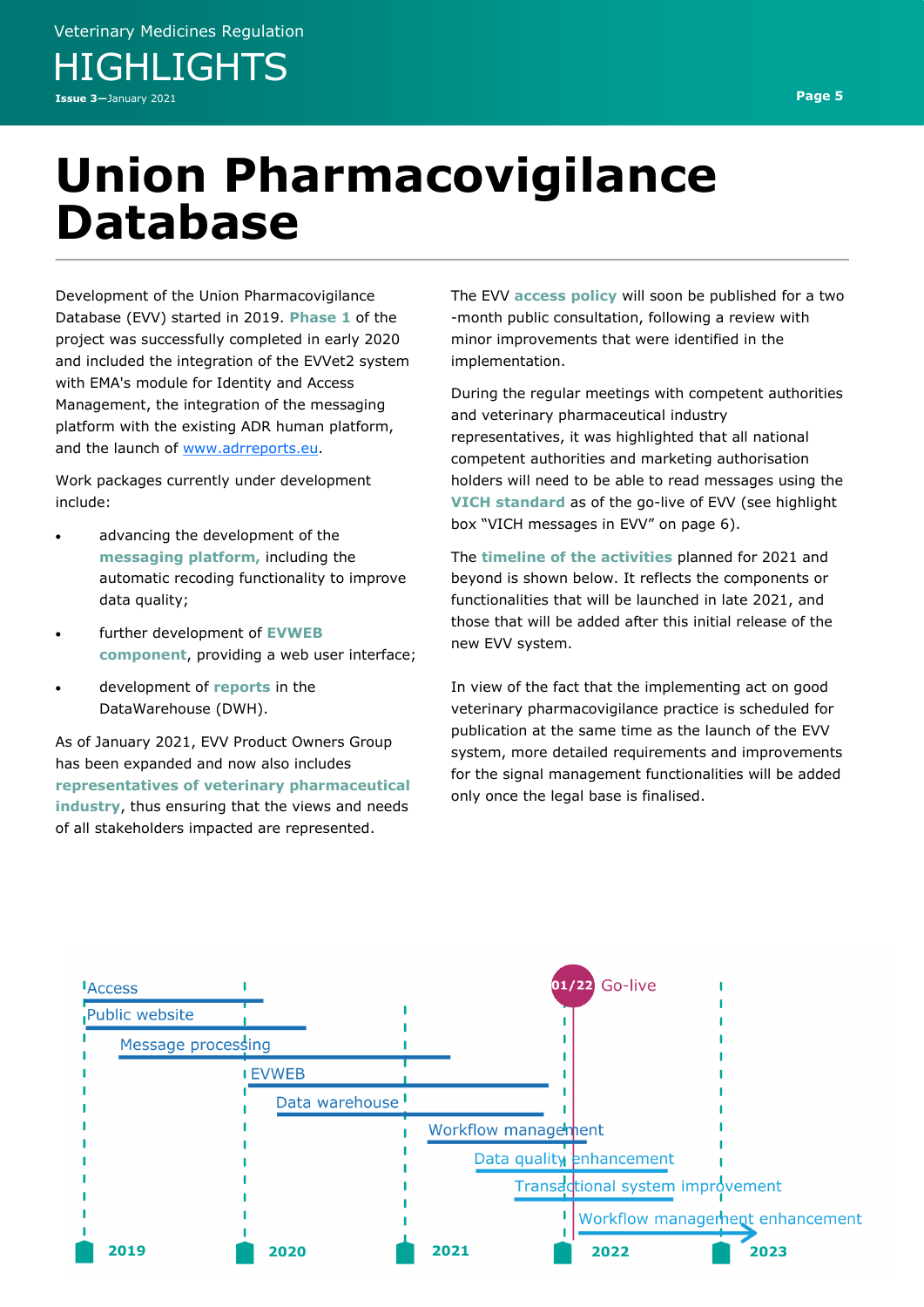# Union Pharmacovigilance Database

Development of the Union Pharmacovigilance Database (EVV) started in 2019. **Phase 1** of the project was successfully completed in early 2020 and included the integration of the EVVet2 system with EMA's module for Identity and Access Management, the integration of the messaging platform with the existing ADR human platform, and the launch of [www.adrreports.eu](http://www.adrreports.eu).

Work packages currently under development include:

- advancing the development of the **messaging platform,** including the automatic recoding functionality to improve data quality;
- further development of **EVWEB component**, providing a web user interface;
- development of **reports** in the DataWarehouse (DWH).

As of January 2021, EVV Product Owners Group has been expanded and now also includes **representatives of veterinary pharmaceutical industry**, thus ensuring that the views and needs of all stakeholders impacted are represented.

The EVV **access policy** will soon be published for a two-month public consultation, following a review with minor improvements that were identified in the implementation.

During the regular meetings with competent authorities and veterinary pharmaceutical industry representatives, it was highlighted that all national competent authorities and marketing authorisation holders will need to be able to read messages using the **VICH standard** as of the go-live of EVV (see highlight box "VICH messages in EVV" on page 6).

The **timeline of the activities** planned for 2021 and beyond is shown below. It reflects the components or functionalities that will be launched in late 2021, and those that will be added after this initial release of the new EVV system.

In view of the fact that the implementing act on good veterinary pharmacovigilance practice is scheduled for publication at the same time as the launch of the EVV system, more detailed requirements and improvements for the signal management functionalities will be added only once the legal base is finalised.

Timeline (2019–2023), Go-live: 01/22

- Access
- Public website
- Message processing
- EVWEB
- Data warehouse
- Workflow management
- Data quality enhancement
- Transactional system improvement
- Workflow management enhancement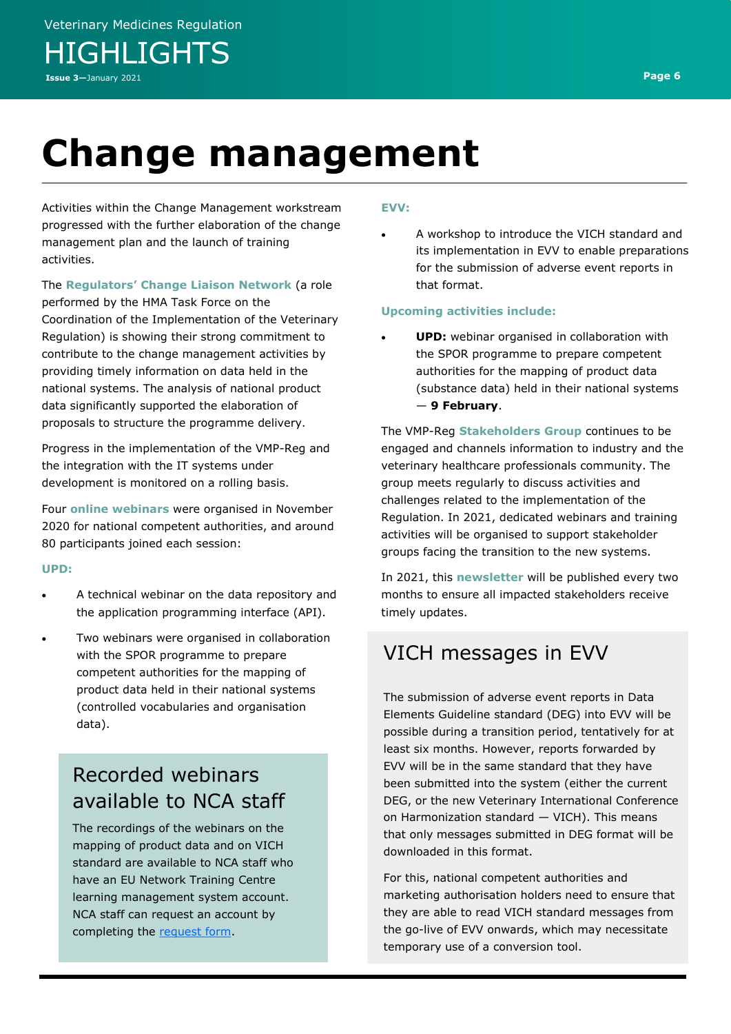# Change management

Activities within the Change Management workstream progressed with the further elaboration of the change management plan and the launch of training activities.

The **Regulators' Change Liaison Network** (a role performed by the HMA Task Force on the Coordination of the Implementation of the Veterinary Regulation) is showing their strong commitment to contribute to the change management activities by providing timely information on data held in the national systems. The analysis of national product data significantly supported the elaboration of proposals to structure the programme delivery.

Progress in the implementation of the VMP-Reg and the integration with the IT systems under development is monitored on a rolling basis.

Four **online webinars** were organised in November 2020 for national competent authorities, and around 80 participants joined each session:

**UPD:**

- A technical webinar on the data repository and the application programming interface (API).
- Two webinars were organised in collaboration with the SPOR programme to prepare competent authorities for the mapping of product data held in their national systems (controlled vocabularies and organisation data).

## Recorded webinars available to NCA staff

The recordings of the webinars on the mapping of product data and on VICH standard are available to NCA staff who have an EU Network Training Centre learning management system account. NCA staff can request an account by completing the request form.

**EVV:**

- A workshop to introduce the VICH standard and its implementation in EVV to enable preparations for the submission of adverse event reports in that format.

**Upcoming activities include:**

- **UPD:** webinar organised in collaboration with the SPOR programme to prepare competent authorities for the mapping of product data (substance data) held in their national systems — **9 February**.

The VMP-Reg **Stakeholders Group** continues to be engaged and channels information to industry and the veterinary healthcare professionals community. The group meets regularly to discuss activities and challenges related to the implementation of the Regulation. In 2021, dedicated webinars and training activities will be organised to support stakeholder groups facing the transition to the new systems.

In 2021, this **newsletter** will be published every two months to ensure all impacted stakeholders receive timely updates.

## VICH messages in EVV

The submission of adverse event reports in Data Elements Guideline standard (DEG) into EVV will be possible during a transition period, tentatively for at least six months. However, reports forwarded by EVV will be in the same standard that they have been submitted into the system (either the current DEG, or the new Veterinary International Conference on Harmonization standard — VICH). This means that only messages submitted in DEG format will be downloaded in this format.

For this, national competent authorities and marketing authorisation holders need to ensure that they are able to read VICH standard messages from the go-live of EVV onwards, which may necessitate temporary use of a conversion tool.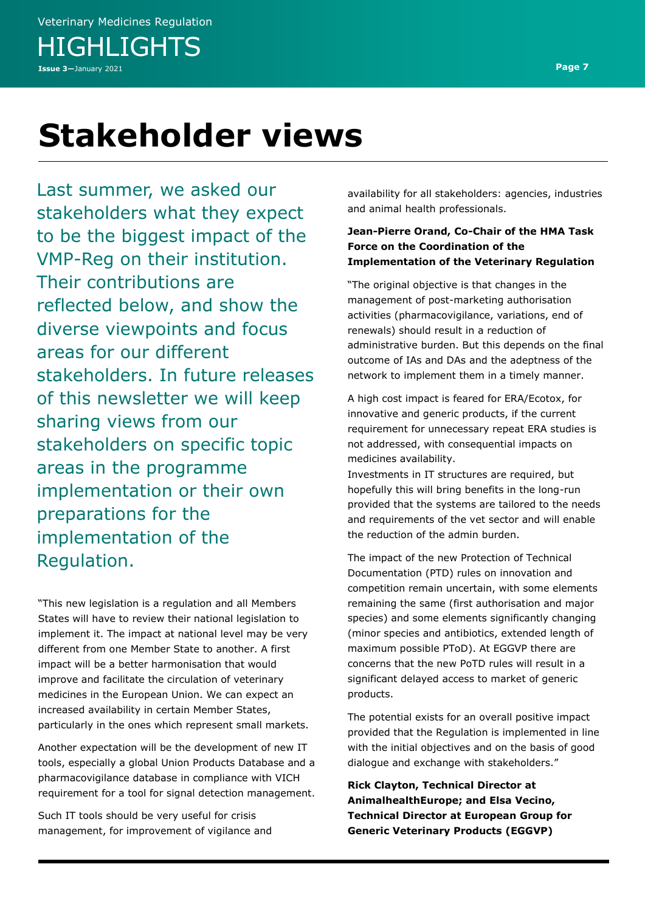# Stakeholder views

Last summer, we asked our stakeholders what they expect to be the biggest impact of the VMP-Reg on their institution. Their contributions are reflected below, and show the diverse viewpoints and focus areas for our different stakeholders. In future releases of this newsletter we will keep sharing views from our stakeholders on specific topic areas in the programme implementation or their own preparations for the implementation of the Regulation.

"This new legislation is a regulation and all Members States will have to review their national legislation to implement it. The impact at national level may be very different from one Member State to another. A first impact will be a better harmonisation that would improve and facilitate the circulation of veterinary medicines in the European Union. We can expect an increased availability in certain Member States, particularly in the ones which represent small markets.

Another expectation will be the development of new IT tools, especially a global Union Products Database and a pharmacovigilance database in compliance with VICH requirement for a tool for signal detection management.

Such IT tools should be very useful for crisis management, for improvement of vigilance and availability for all stakeholders: agencies, industries and animal health professionals.

**Jean-Pierre Orand, Co-Chair of the HMA Task Force on the Coordination of the Implementation of the Veterinary Regulation**

"The original objective is that changes in the management of post-marketing authorisation activities (pharmacovigilance, variations, end of renewals) should result in a reduction of administrative burden. But this depends on the final outcome of IAs and DAs and the adeptness of the network to implement them in a timely manner.

A high cost impact is feared for ERA/Ecotox, for innovative and generic products, if the current requirement for unnecessary repeat ERA studies is not addressed, with consequential impacts on medicines availability.
Investments in IT structures are required, but hopefully this will bring benefits in the long-run provided that the systems are tailored to the needs and requirements of the vet sector and will enable the reduction of the admin burden.

The impact of the new Protection of Technical Documentation (PTD) rules on innovation and competition remain uncertain, with some elements remaining the same (first authorisation and major species) and some elements significantly changing (minor species and antibiotics, extended length of maximum possible PToD). At EGGVP there are concerns that the new PoTD rules will result in a significant delayed access to market of generic products.

The potential exists for an overall positive impact provided that the Regulation is implemented in line with the initial objectives and on the basis of good dialogue and exchange with stakeholders."

**Rick Clayton, Technical Director at AnimalhealthEurope; and Elsa Vecino, Technical Director at European Group for Generic Veterinary Products (EGGVP)**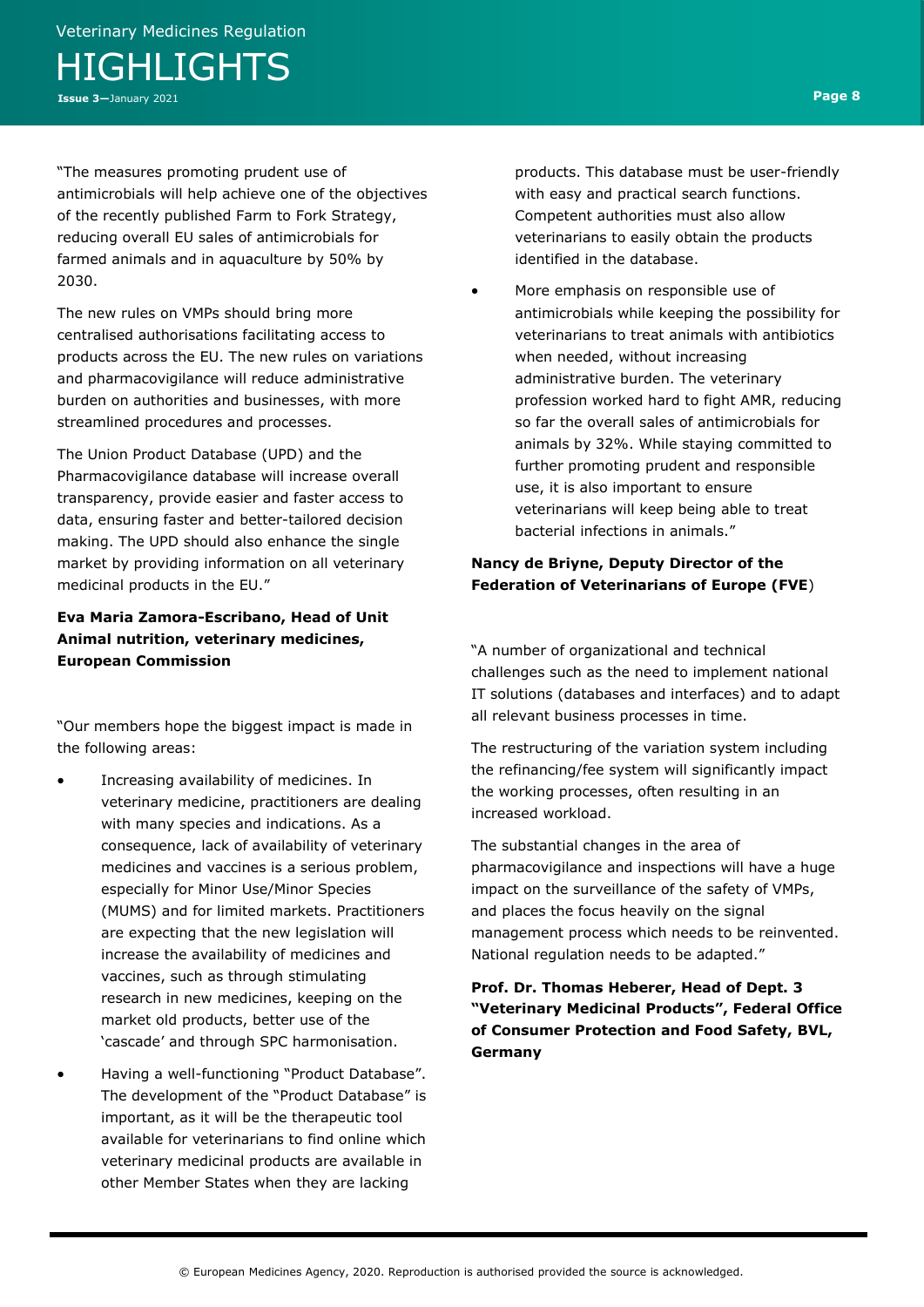"The measures promoting prudent use of antimicrobials will help achieve one of the objectives of the recently published Farm to Fork Strategy, reducing overall EU sales of antimicrobials for farmed animals and in aquaculture by 50% by 2030.

The new rules on VMPs should bring more centralised authorisations facilitating access to products across the EU. The new rules on variations and pharmacovigilance will reduce administrative burden on authorities and businesses, with more streamlined procedures and processes.

The Union Product Database (UPD) and the Pharmacovigilance database will increase overall transparency, provide easier and faster access to data, ensuring faster and better-tailored decision making. The UPD should also enhance the single market by providing information on all veterinary medicinal products in the EU."

**Eva Maria Zamora-Escribano, Head of Unit Animal nutrition, veterinary medicines, European Commission**

"Our members hope the biggest impact is made in the following areas:

- Increasing availability of medicines. In veterinary medicine, practitioners are dealing with many species and indications. As a consequence, lack of availability of veterinary medicines and vaccines is a serious problem, especially for Minor Use/Minor Species (MUMS) and for limited markets. Practitioners are expecting that the new legislation will increase the availability of medicines and vaccines, such as through stimulating research in new medicines, keeping on the market old products, better use of the 'cascade' and through SPC harmonisation.
- Having a well-functioning "Product Database". The development of the "Product Database" is important, as it will be the therapeutic tool available for veterinarians to find online which veterinary medicinal products are available in other Member States when they are lacking products. This database must be user-friendly with easy and practical search functions. Competent authorities must also allow veterinarians to easily obtain the products identified in the database.
- More emphasis on responsible use of antimicrobials while keeping the possibility for veterinarians to treat animals with antibiotics when needed, without increasing administrative burden. The veterinary profession worked hard to fight AMR, reducing so far the overall sales of antimicrobials for animals by 32%. While staying committed to further promoting prudent and responsible use, it is also important to ensure veterinarians will keep being able to treat bacterial infections in animals."

**Nancy de Briyne, Deputy Director of the Federation of Veterinarians of Europe (FVE)**

"A number of organizational and technical challenges such as the need to implement national IT solutions (databases and interfaces) and to adapt all relevant business processes in time.

The restructuring of the variation system including the refinancing/fee system will significantly impact the working processes, often resulting in an increased workload.

The substantial changes in the area of pharmacovigilance and inspections will have a huge impact on the surveillance of the safety of VMPs, and places the focus heavily on the signal management process which needs to be reinvented. National regulation needs to be adapted."

**Prof. Dr. Thomas Heberer, Head of Dept. 3 "Veterinary Medicinal Products", Federal Office of Consumer Protection and Food Safety, BVL, Germany**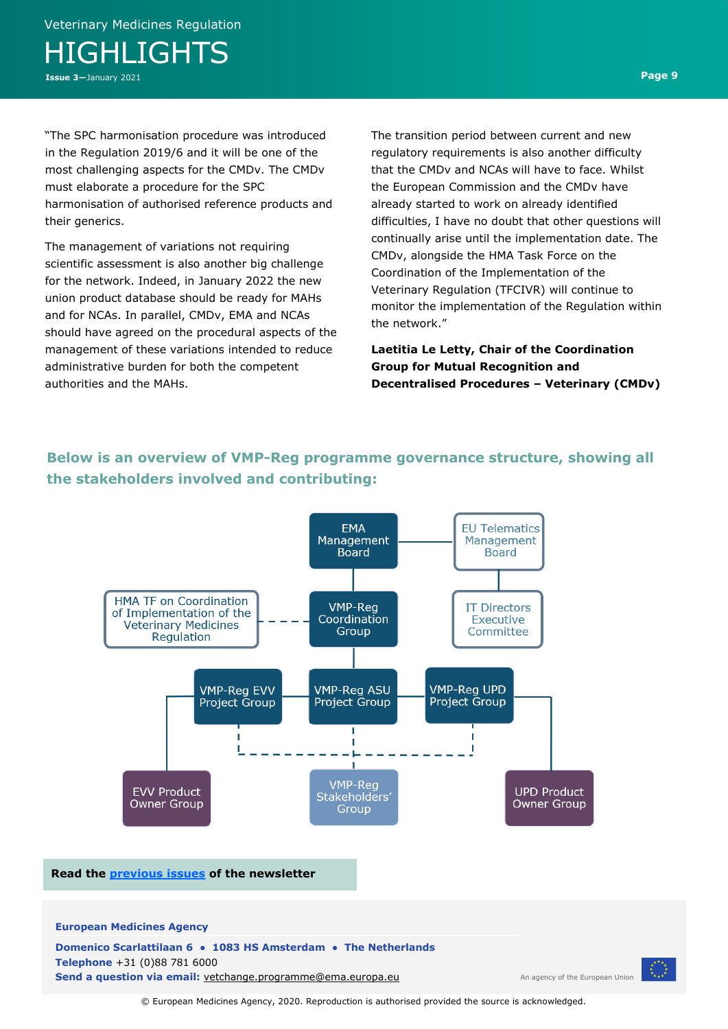"The SPC harmonisation procedure was introduced in the Regulation 2019/6 and it will be one of the most challenging aspects for the CMDv. The CMDv must elaborate a procedure for the SPC harmonisation of authorised reference products and their generics.

The management of variations not requiring scientific assessment is also another big challenge for the network. Indeed, in January 2022 the new union product database should be ready for MAHs and for NCAs. In parallel, CMDv, EMA and NCAs should have agreed on the procedural aspects of the management of these variations intended to reduce administrative burden for both the competent authorities and the MAHs.

The transition period between current and new regulatory requirements is also another difficulty that the CMDv and NCAs will have to face. Whilst the European Commission and the CMDv have already started to work on already identified difficulties, I have no doubt that other questions will continually arise until the implementation date. The CMDv, alongside the HMA Task Force on the Coordination of the Implementation of the Veterinary Regulation (TFCIVR) will continue to monitor the implementation of the Regulation within the network."

**Laetitia Le Letty, Chair of the Coordination Group for Mutual Recognition and Decentralised Procedures – Veterinary (CMDv)**

## Below is an overview of VMP-Reg programme governance structure, showing all the stakeholders involved and contributing:

EMA Management Board

EU Telematics Management Board

HMA TF on Coordination of Implementation of the Veterinary Medicines Regulation

VMP-Reg Coordination Group

IT Directors Executive Committee

VMP-Reg EVV Project Group

VMP-Reg ASU Project Group

VMP-Reg UPD Project Group

EVV Product Owner Group

VMP-Reg Stakeholders' Group

UPD Product Owner Group

**Read the previous issues of the newsletter**

**European Medicines Agency**

**Domenico Scarlattilaan 6 • 1083 HS Amsterdam • The Netherlands**

**Telephone** +31 (0)88 781 6000

**Send a question via email:** vetchange.programme@ema.europa.eu

An agency of the European Union

© European Medicines Agency, 2020. Reproduction is authorised provided the source is acknowledged.